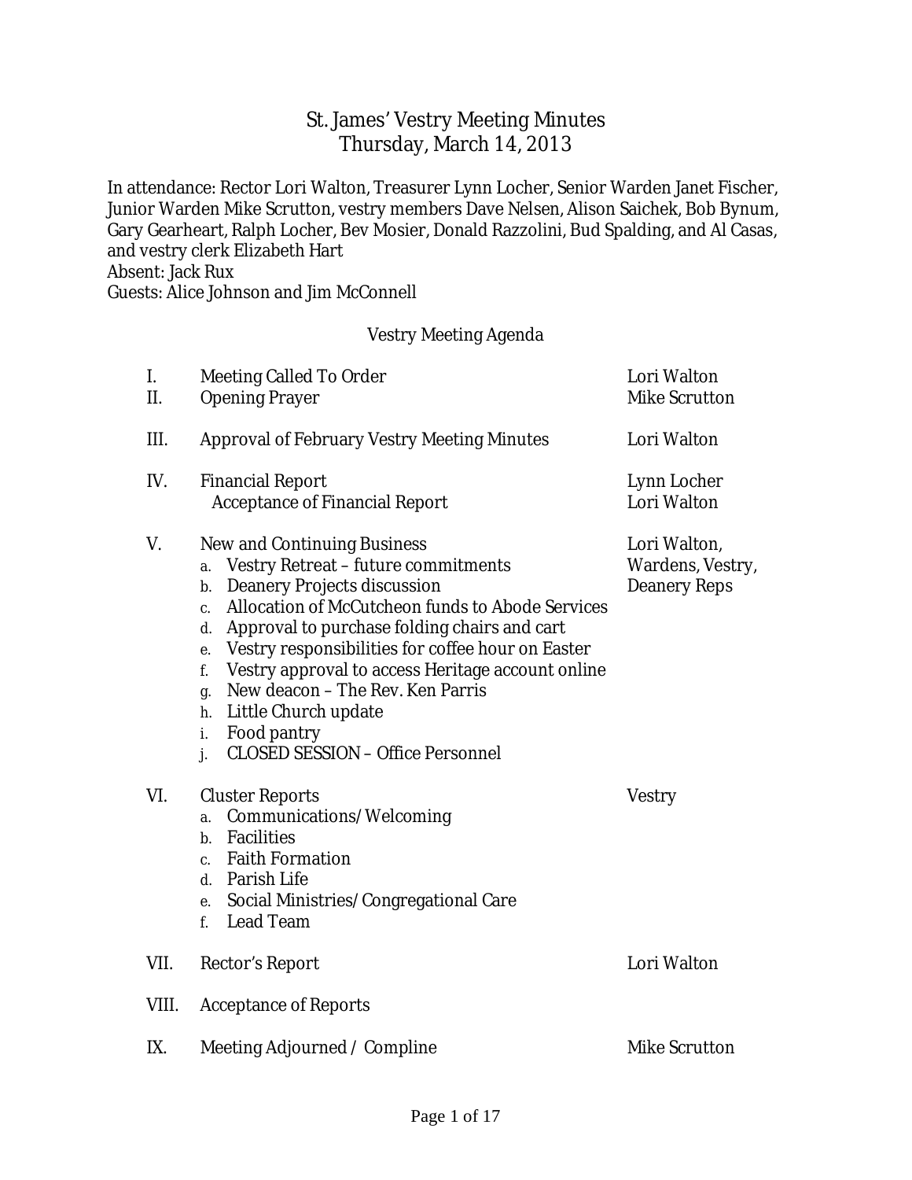# St. James' Vestry Meeting Minutes
## Thursday, March 14, 2013

In attendance: Rector Lori Walton, Treasurer Lynn Locher, Senior Warden Janet Fischer, Junior Warden Mike Scrutton, vestry members Dave Nelsen, Alison Saichek, Bob Bynum, Gary Gearheart, Ralph Locher, Bev Mosier, Donald Razzolini, Bud Spalding, and Al Casas, and vestry clerk Elizabeth Hart
Absent: Jack Rux
Guests: Alice Johnson and Jim McConnell

### Vestry Meeting Agenda

| | | |
|---|---|---|
| I. | Meeting Called To Order | Lori Walton |
| II. | Opening Prayer | Mike Scrutton |
| III. | Approval of February Vestry Meeting Minutes | Lori Walton |
| IV. | Financial Report | Lynn Locher |
| | Acceptance of Financial Report | Lori Walton |
| V. | New and Continuing Business | Lori Walton, Wardens, Vestry, Deanery Reps |
| | a. Vestry Retreat – future commitments | |
| | b. Deanery Projects discussion | |
| | c. Allocation of McCutcheon funds to Abode Services | |
| | d. Approval to purchase folding chairs and cart | |
| | e. Vestry responsibilities for coffee hour on Easter | |
| | f. Vestry approval to access Heritage account online | |
| | g. New deacon – The Rev. Ken Parris | |
| | h. Little Church update | |
| | i. Food pantry | |
| | j. CLOSED SESSION – Office Personnel | |
| VI. | Cluster Reports | Vestry |
| | a. Communications/Welcoming | |
| | b. Facilities | |
| | c. Faith Formation | |
| | d. Parish Life | |
| | e. Social Ministries/Congregational Care | |
| | f. Lead Team | |
| VII. | Rector's Report | Lori Walton |
| VIII. | Acceptance of Reports | |
| IX. | Meeting Adjourned / Compline | Mike Scrutton |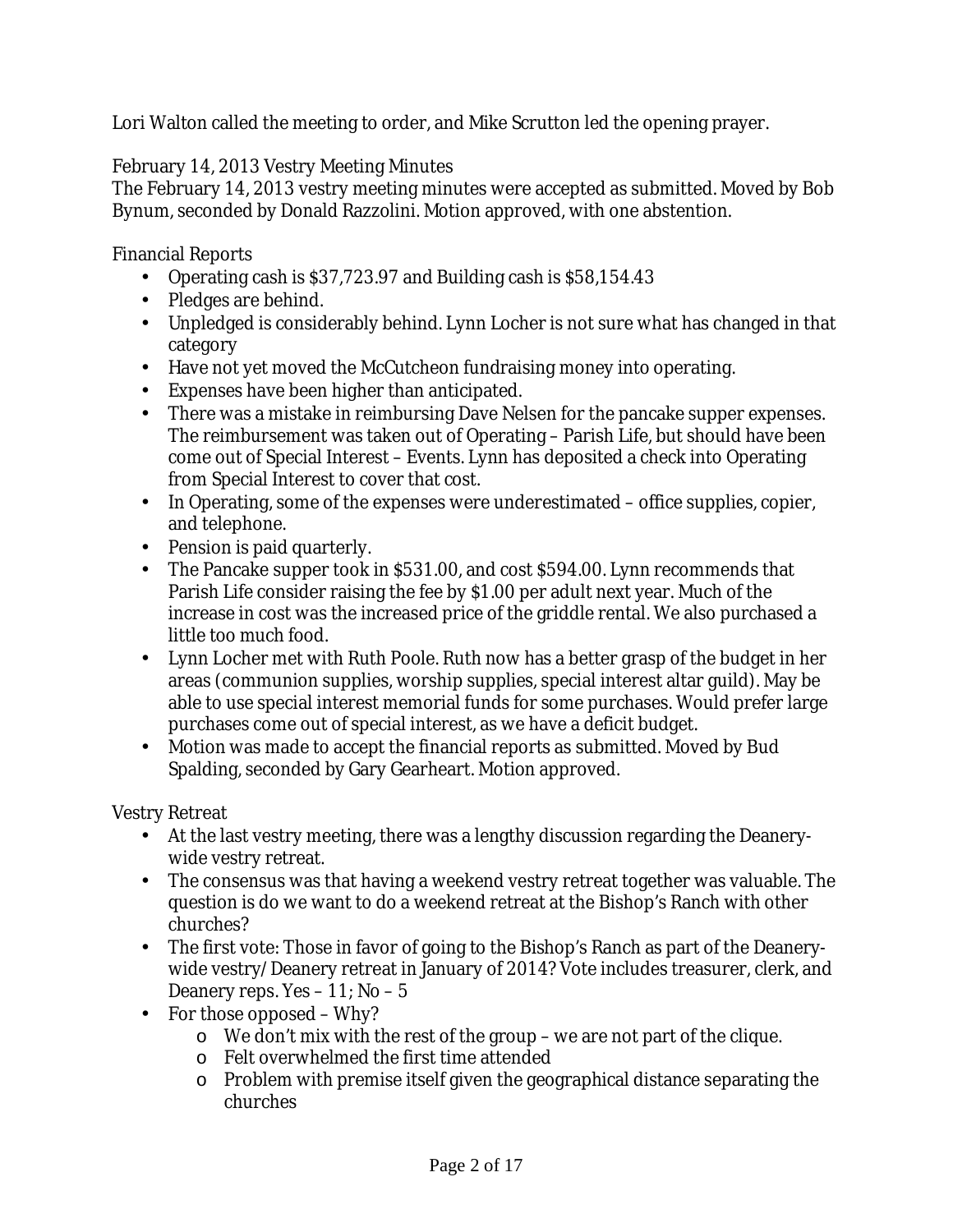Lori Walton called the meeting to order, and Mike Scrutton led the opening prayer.

February 14, 2013 Vestry Meeting Minutes

The February 14, 2013 vestry meeting minutes were accepted as submitted. Moved by Bob Bynum, seconded by Donald Razzolini. Motion approved, with one abstention.

Financial Reports

- Operating cash is $37,723.97 and Building cash is $58,154.43
- Pledges are behind.
- Unpledged is considerably behind. Lynn Locher is not sure what has changed in that category
- Have not yet moved the McCutcheon fundraising money into operating.
- Expenses have been higher than anticipated.
- There was a mistake in reimbursing Dave Nelsen for the pancake supper expenses. The reimbursement was taken out of Operating – Parish Life, but should have been come out of Special Interest – Events. Lynn has deposited a check into Operating from Special Interest to cover that cost.
- In Operating, some of the expenses were underestimated – office supplies, copier, and telephone.
- Pension is paid quarterly.
- The Pancake supper took in $531.00, and cost $594.00. Lynn recommends that Parish Life consider raising the fee by $1.00 per adult next year. Much of the increase in cost was the increased price of the griddle rental. We also purchased a little too much food.
- Lynn Locher met with Ruth Poole. Ruth now has a better grasp of the budget in her areas (communion supplies, worship supplies, special interest altar guild). May be able to use special interest memorial funds for some purchases. Would prefer large purchases come out of special interest, as we have a deficit budget.
- Motion was made to accept the financial reports as submitted. Moved by Bud Spalding, seconded by Gary Gearheart. Motion approved.

Vestry Retreat

- At the last vestry meeting, there was a lengthy discussion regarding the Deanery-wide vestry retreat.
- The consensus was that having a weekend vestry retreat together was valuable. The question is do we want to do a weekend retreat at the Bishop's Ranch with other churches?
- The first vote: Those in favor of going to the Bishop's Ranch as part of the Deanery-wide vestry/Deanery retreat in January of 2014? Vote includes treasurer, clerk, and Deanery reps. Yes – 11; No – 5
- For those opposed – Why?
  - We don't mix with the rest of the group – we are not part of the clique.
  - Felt overwhelmed the first time attended
  - Problem with premise itself given the geographical distance separating the churches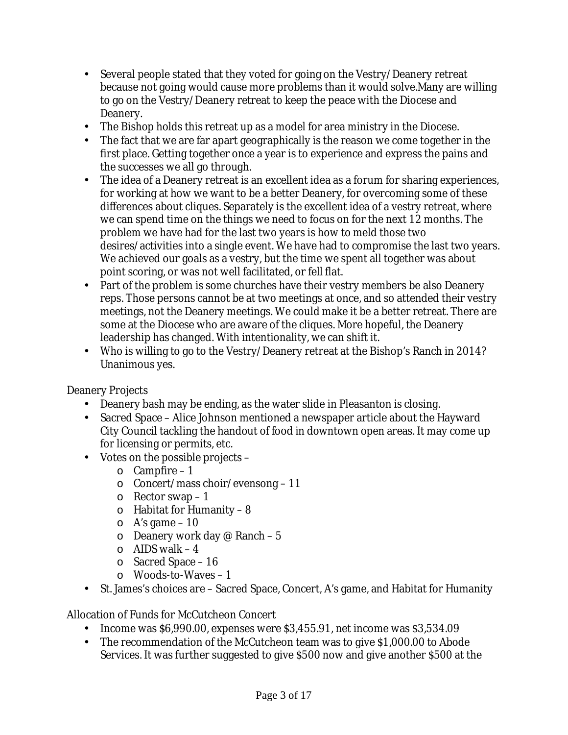- Several people stated that they voted for going on the Vestry/Deanery retreat because not going would cause more problems than it would solve.Many are willing to go on the Vestry/Deanery retreat to keep the peace with the Diocese and Deanery.
- The Bishop holds this retreat up as a model for area ministry in the Diocese.
- The fact that we are far apart geographically is the reason we come together in the first place. Getting together once a year is to experience and express the pains and the successes we all go through.
- The idea of a Deanery retreat is an excellent idea as a forum for sharing experiences, for working at how we want to be a better Deanery, for overcoming some of these differences about cliques. Separately is the excellent idea of a vestry retreat, where we can spend time on the things we need to focus on for the next 12 months. The problem we have had for the last two years is how to meld those two desires/activities into a single event. We have had to compromise the last two years. We achieved our goals as a vestry, but the time we spent all together was about point scoring, or was not well facilitated, or fell flat.
- Part of the problem is some churches have their vestry members be also Deanery reps. Those persons cannot be at two meetings at once, and so attended their vestry meetings, not the Deanery meetings. We could make it be a better retreat. There are some at the Diocese who are aware of the cliques. More hopeful, the Deanery leadership has changed. With intentionality, we can shift it.
- Who is willing to go to the Vestry/Deanery retreat at the Bishop's Ranch in 2014? Unanimous yes.

Deanery Projects

- Deanery bash may be ending, as the water slide in Pleasanton is closing.
- Sacred Space – Alice Johnson mentioned a newspaper article about the Hayward City Council tackling the handout of food in downtown open areas. It may come up for licensing or permits, etc.
- Votes on the possible projects –
  - Campfire – 1
  - Concert/mass choir/evensong – 11
  - Rector swap – 1
  - Habitat for Humanity – 8
  - A's game – 10
  - Deanery work day @ Ranch – 5
  - AIDS walk – 4
  - Sacred Space – 16
  - Woods-to-Waves – 1
- St. James's choices are – Sacred Space, Concert, A's game, and Habitat for Humanity

Allocation of Funds for McCutcheon Concert

- Income was $6,990.00, expenses were $3,455.91, net income was $3,534.09
- The recommendation of the McCutcheon team was to give $1,000.00 to Abode Services. It was further suggested to give $500 now and give another $500 at the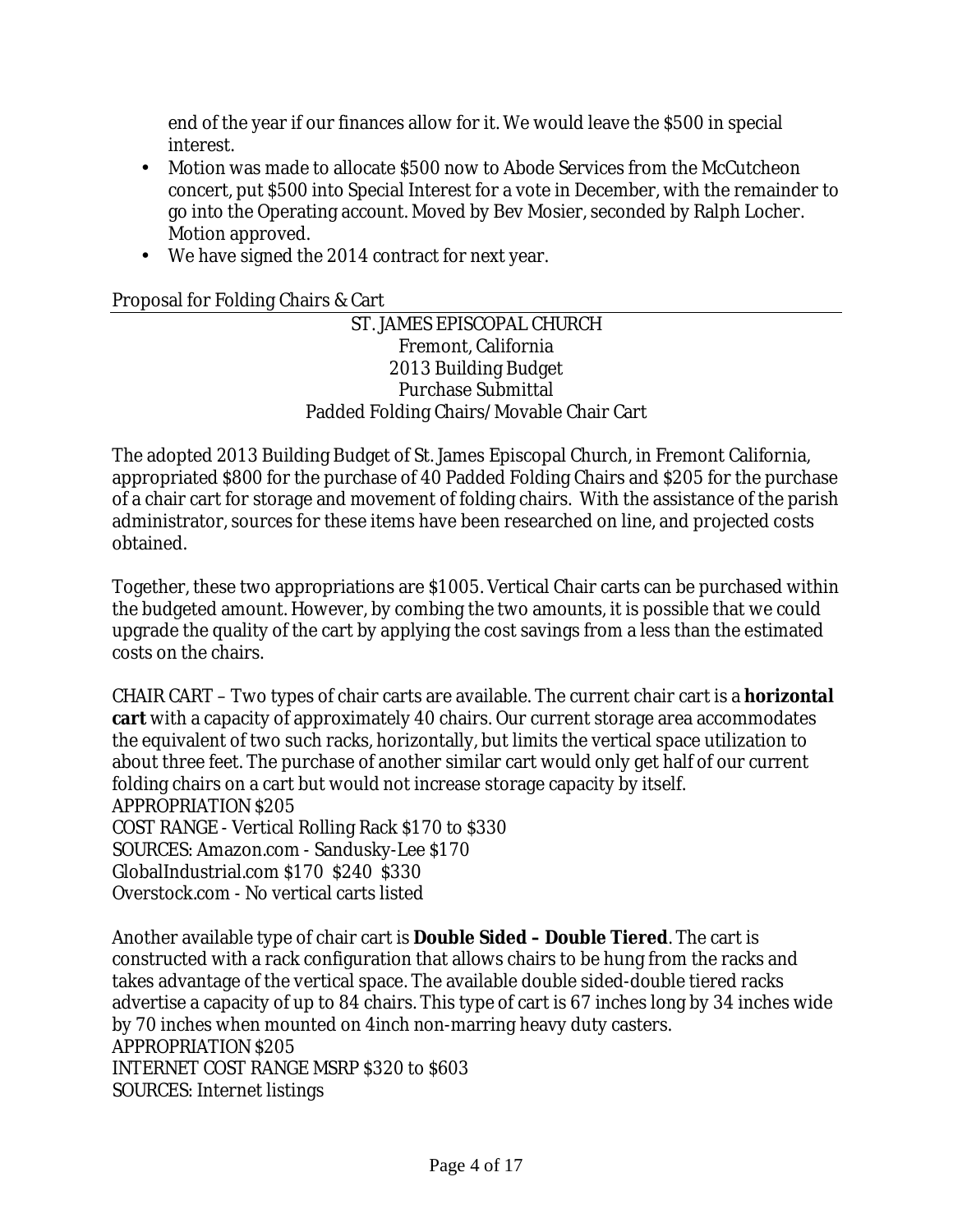end of the year if our finances allow for it. We would leave the $500 in special interest.

- Motion was made to allocate $500 now to Abode Services from the McCutcheon concert, put $500 into Special Interest for a vote in December, with the remainder to go into the Operating account. Moved by Bev Mosier, seconded by Ralph Locher. Motion approved.
- We have signed the 2014 contract for next year.

Proposal for Folding Chairs & Cart

ST. JAMES EPISCOPAL CHURCH
Fremont, California
2013 Building Budget
Purchase Submittal
Padded Folding Chairs/Movable Chair Cart

The adopted 2013 Building Budget of St. James Episcopal Church, in Fremont California, appropriated $800 for the purchase of 40 Padded Folding Chairs and $205 for the purchase of a chair cart for storage and movement of folding chairs. With the assistance of the parish administrator, sources for these items have been researched on line, and projected costs obtained.

Together, these two appropriations are $1005. Vertical Chair carts can be purchased within the budgeted amount. However, by combing the two amounts, it is possible that we could upgrade the quality of the cart by applying the cost savings from a less than the estimated costs on the chairs.

CHAIR CART – Two types of chair carts are available. The current chair cart is a **horizontal cart** with a capacity of approximately 40 chairs. Our current storage area accommodates the equivalent of two such racks, horizontally, but limits the vertical space utilization to about three feet. The purchase of another similar cart would only get half of our current folding chairs on a cart but would not increase storage capacity by itself.
APPROPRIATION $205
COST RANGE - Vertical Rolling Rack $170 to $330
SOURCES: Amazon.com - Sandusky-Lee $170
GlobalIndustrial.com $170 $240 $330
Overstock.com - No vertical carts listed

Another available type of chair cart is **Double Sided – Double Tiered**. The cart is constructed with a rack configuration that allows chairs to be hung from the racks and takes advantage of the vertical space. The available double sided-double tiered racks advertise a capacity of up to 84 chairs. This type of cart is 67 inches long by 34 inches wide by 70 inches when mounted on 4inch non-marring heavy duty casters.
APPROPRIATION $205
INTERNET COST RANGE MSRP $320 to $603
SOURCES: Internet listings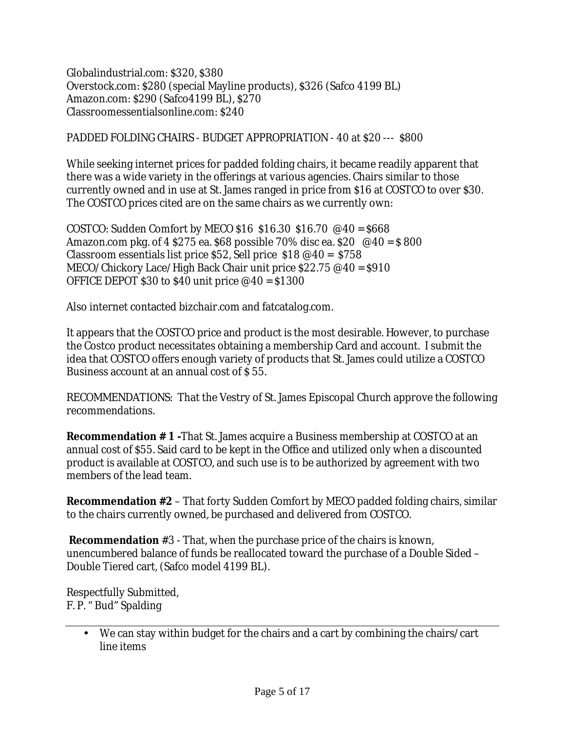Globalindustrial.com: $320, $380
Overstock.com: $280 (special Mayline products), $326 (Safco 4199 BL)
Amazon.com: $290 (Safco4199 BL), $270
Classroomessentialsonline.com: $240

PADDED FOLDING CHAIRS - BUDGET APPROPRIATION - 40 at $20 --- $800

While seeking internet prices for padded folding chairs, it became readily apparent that there was a wide variety in the offerings at various agencies. Chairs similar to those currently owned and in use at St. James ranged in price from $16 at COSTCO to over $30. The COSTCO prices cited are on the same chairs as we currently own:

COSTCO: Sudden Comfort by MECO $16 $16.30 $16.70 @40 = $668
Amazon.com pkg. of 4 $275 ea. $68 possible 70% disc ea. $20 @40 = $ 800
Classroom essentials list price $52, Sell price $18 @40 = $758
MECO/Chickory Lace/High Back Chair unit price $22.75 @40 = $910
OFFICE DEPOT $30 to $40 unit price @40 = $1300

Also internet contacted bizchair.com and fatcatalog.com.

It appears that the COSTCO price and product is the most desirable. However, to purchase the Costco product necessitates obtaining a membership Card and account. I submit the idea that COSTCO offers enough variety of products that St. James could utilize a COSTCO Business account at an annual cost of $ 55.

RECOMMENDATIONS: That the Vestry of St. James Episcopal Church approve the following recommendations.

**Recommendation # 1 -**That St. James acquire a Business membership at COSTCO at an annual cost of $55. Said card to be kept in the Office and utilized only when a discounted product is available at COSTCO, and such use is to be authorized by agreement with two members of the lead team.

**Recommendation #2** – That forty Sudden Comfort by MECO padded folding chairs, similar to the chairs currently owned, be purchased and delivered from COSTCO.

**Recommendation** #3 - That, when the purchase price of the chairs is known, unencumbered balance of funds be reallocated toward the purchase of a Double Sided – Double Tiered cart, (Safco model 4199 BL).

Respectfully Submitted,
F. P. " Bud" Spalding

---

- We can stay within budget for the chairs and a cart by combining the chairs/cart line items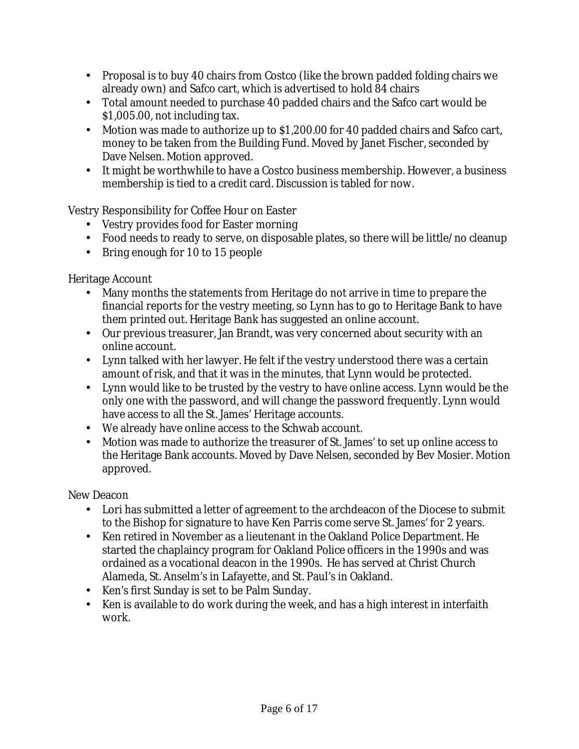- Proposal is to buy 40 chairs from Costco (like the brown padded folding chairs we already own) and Safco cart, which is advertised to hold 84 chairs
- Total amount needed to purchase 40 padded chairs and the Safco cart would be $1,005.00, not including tax.
- Motion was made to authorize up to $1,200.00 for 40 padded chairs and Safco cart, money to be taken from the Building Fund. Moved by Janet Fischer, seconded by Dave Nelsen. Motion approved.
- It might be worthwhile to have a Costco business membership. However, a business membership is tied to a credit card. Discussion is tabled for now.

Vestry Responsibility for Coffee Hour on Easter

- Vestry provides food for Easter morning
- Food needs to ready to serve, on disposable plates, so there will be little/no cleanup
- Bring enough for 10 to 15 people

Heritage Account

- Many months the statements from Heritage do not arrive in time to prepare the financial reports for the vestry meeting, so Lynn has to go to Heritage Bank to have them printed out. Heritage Bank has suggested an online account.
- Our previous treasurer, Jan Brandt, was very concerned about security with an online account.
- Lynn talked with her lawyer. He felt if the vestry understood there was a certain amount of risk, and that it was in the minutes, that Lynn would be protected.
- Lynn would like to be trusted by the vestry to have online access. Lynn would be the only one with the password, and will change the password frequently. Lynn would have access to all the St. James' Heritage accounts.
- We already have online access to the Schwab account.
- Motion was made to authorize the treasurer of St. James' to set up online access to the Heritage Bank accounts. Moved by Dave Nelsen, seconded by Bev Mosier. Motion approved.

New Deacon

- Lori has submitted a letter of agreement to the archdeacon of the Diocese to submit to the Bishop for signature to have Ken Parris come serve St. James' for 2 years.
- Ken retired in November as a lieutenant in the Oakland Police Department. He started the chaplaincy program for Oakland Police officers in the 1990s and was ordained as a vocational deacon in the 1990s. He has served at Christ Church Alameda, St. Anselm's in Lafayette, and St. Paul's in Oakland.
- Ken's first Sunday is set to be Palm Sunday.
- Ken is available to do work during the week, and has a high interest in interfaith work.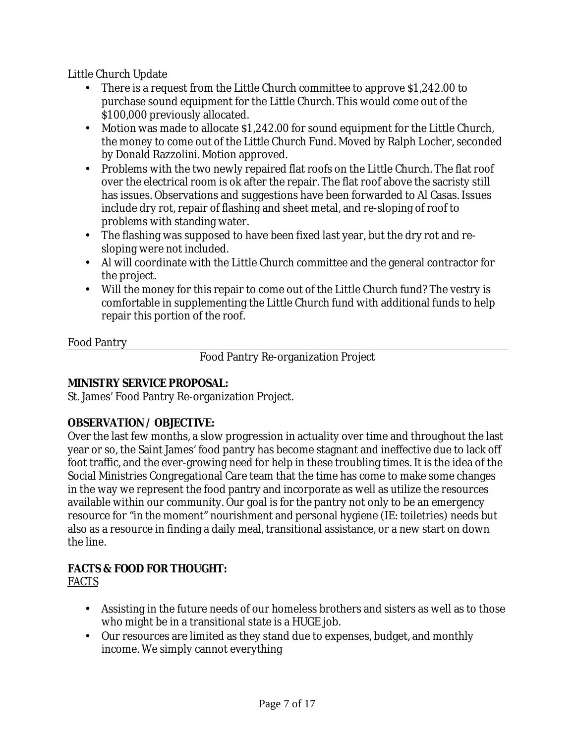Little Church Update

- There is a request from the Little Church committee to approve $1,242.00 to purchase sound equipment for the Little Church. This would come out of the $100,000 previously allocated.
- Motion was made to allocate $1,242.00 for sound equipment for the Little Church, the money to come out of the Little Church Fund. Moved by Ralph Locher, seconded by Donald Razzolini. Motion approved.
- Problems with the two newly repaired flat roofs on the Little Church. The flat roof over the electrical room is ok after the repair. The flat roof above the sacristy still has issues. Observations and suggestions have been forwarded to Al Casas. Issues include dry rot, repair of flashing and sheet metal, and re-sloping of roof to problems with standing water.
- The flashing was supposed to have been fixed last year, but the dry rot and re-sloping were not included.
- Al will coordinate with the Little Church committee and the general contractor for the project.
- Will the money for this repair to come out of the Little Church fund? The vestry is comfortable in supplementing the Little Church fund with additional funds to help repair this portion of the roof.

Food Pantry

---

Food Pantry Re-organization Project

**MINISTRY SERVICE PROPOSAL:**
St. James' Food Pantry Re-organization Project.

**OBSERVATION / OBJECTIVE:**
Over the last few months, a slow progression in actuality over time and throughout the last year or so, the Saint James' food pantry has become stagnant and ineffective due to lack off foot traffic, and the ever-growing need for help in these troubling times. It is the idea of the Social Ministries Congregational Care team that the time has come to make some changes in the way we represent the food pantry and incorporate as well as utilize the resources available within our community. Our goal is for the pantry not only to be an emergency resource for "in the moment" nourishment and personal hygiene (IE: toiletries) needs but also as a resource in finding a daily meal, transitional assistance, or a new start on down the line.

**FACTS & FOOD FOR THOUGHT:**
<u>FACTS</u>

- Assisting in the future needs of our homeless brothers and sisters as well as to those who might be in a transitional state is a HUGE job.
- Our resources are limited as they stand due to expenses, budget, and monthly income. We simply cannot everything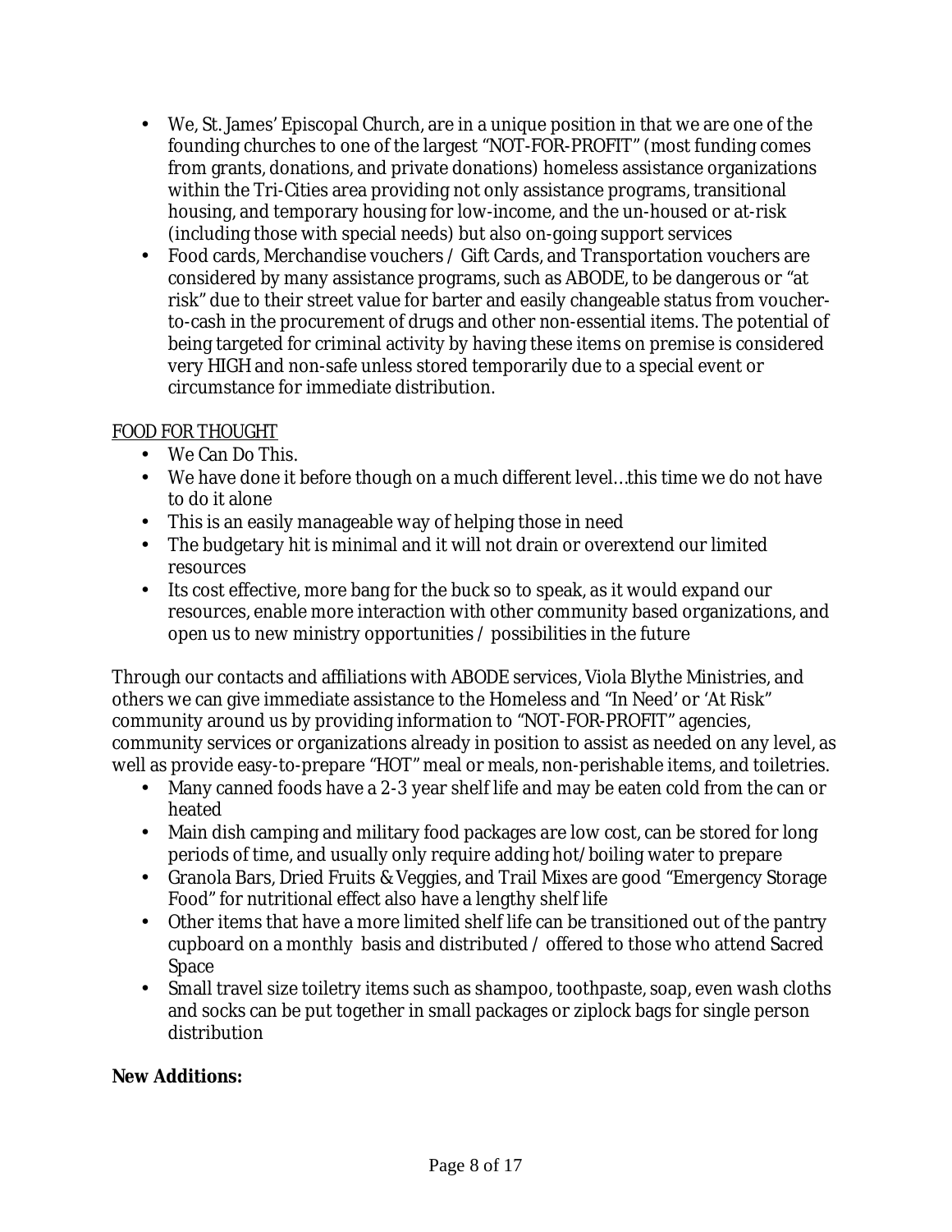- We, St. James' Episcopal Church, are in a unique position in that we are one of the founding churches to one of the largest "NOT-FOR-PROFIT" (most funding comes from grants, donations, and private donations) homeless assistance organizations within the Tri-Cities area providing not only assistance programs, transitional housing, and temporary housing for low-income, and the un-housed or at-risk (including those with special needs) but also on-going support services
- Food cards, Merchandise vouchers / Gift Cards, and Transportation vouchers are considered by many assistance programs, such as ABODE, to be dangerous or "at risk" due to their street value for barter and easily changeable status from voucher-to-cash in the procurement of drugs and other non-essential items. The potential of being targeted for criminal activity by having these items on premise is considered very HIGH and non-safe unless stored temporarily due to a special event or circumstance for immediate distribution.

<u>FOOD FOR THOUGHT</u>

- We Can Do This.
- We have done it before though on a much different level…this time we do not have to do it alone
- This is an easily manageable way of helping those in need
- The budgetary hit is minimal and it will not drain or overextend our limited resources
- Its cost effective, more bang for the buck so to speak, as it would expand our resources, enable more interaction with other community based organizations, and open us to new ministry opportunities / possibilities in the future

Through our contacts and affiliations with ABODE services, Viola Blythe Ministries, and others we can give immediate assistance to the Homeless and "In Need' or 'At Risk" community around us by providing information to "NOT-FOR-PROFIT" agencies, community services or organizations already in position to assist as needed on any level, as well as provide easy-to-prepare "HOT" meal or meals, non-perishable items, and toiletries.

- Many canned foods have a 2-3 year shelf life and may be eaten cold from the can or heated
- Main dish camping and military food packages are low cost, can be stored for long periods of time, and usually only require adding hot/boiling water to prepare
- Granola Bars, Dried Fruits & Veggies, and Trail Mixes are good "Emergency Storage Food" for nutritional effect also have a lengthy shelf life
- Other items that have a more limited shelf life can be transitioned out of the pantry cupboard on a monthly basis and distributed / offered to those who attend Sacred Space
- Small travel size toiletry items such as shampoo, toothpaste, soap, even wash cloths and socks can be put together in small packages or ziplock bags for single person distribution

**New Additions:**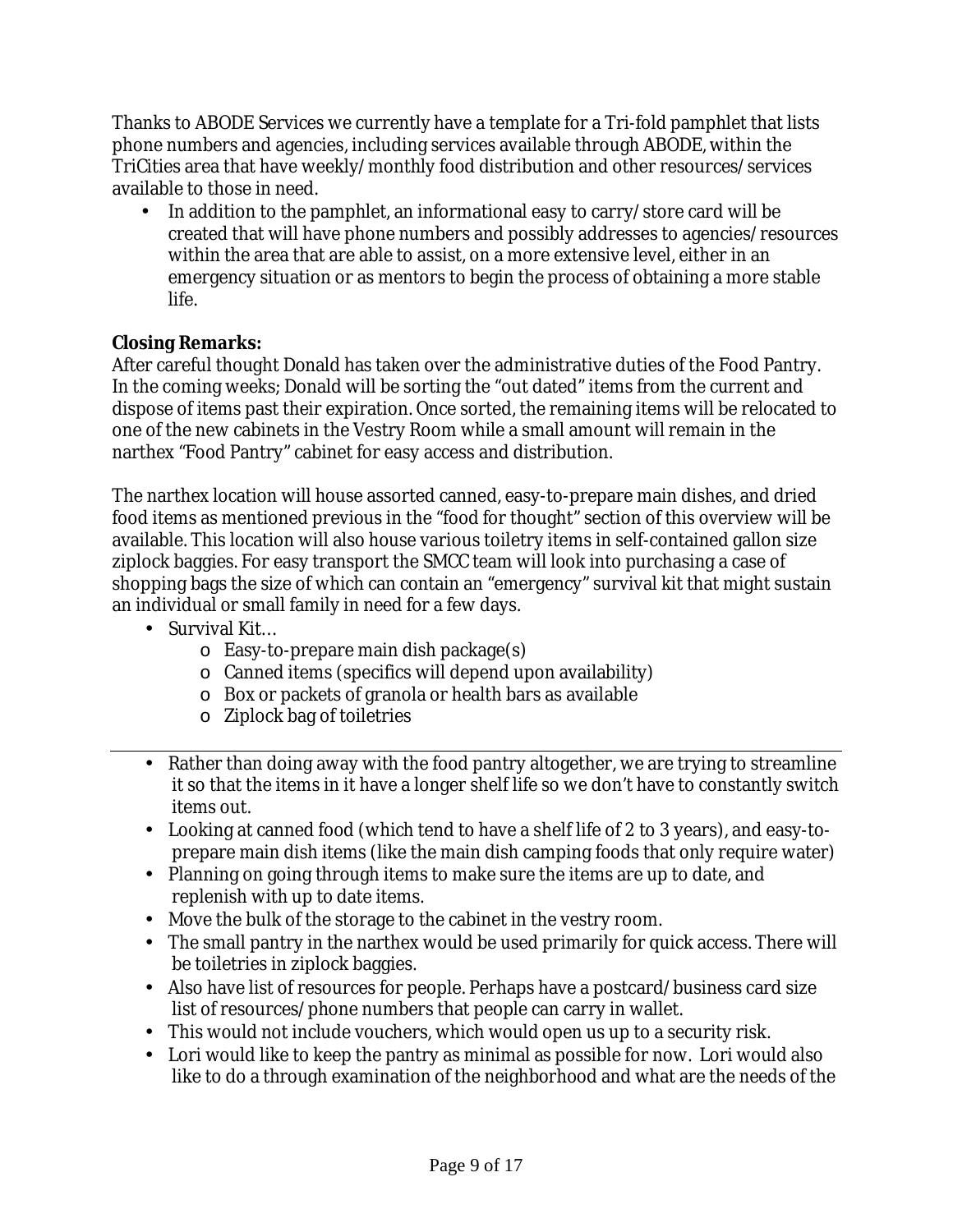Thanks to ABODE Services we currently have a template for a Tri-fold pamphlet that lists phone numbers and agencies, including services available through ABODE, within the TriCities area that have weekly/monthly food distribution and other resources/services available to those in need.

- In addition to the pamphlet, an informational easy to carry/store card will be created that will have phone numbers and possibly addresses to agencies/resources within the area that are able to assist, on a more extensive level, either in an emergency situation or as mentors to begin the process of obtaining a more stable life.

**Closing Remarks:**

After careful thought Donald has taken over the administrative duties of the Food Pantry. In the coming weeks; Donald will be sorting the "out dated" items from the current and dispose of items past their expiration. Once sorted, the remaining items will be relocated to one of the new cabinets in the Vestry Room while a small amount will remain in the narthex "Food Pantry" cabinet for easy access and distribution.

The narthex location will house assorted canned, easy-to-prepare main dishes, and dried food items as mentioned previous in the "food for thought" section of this overview will be available. This location will also house various toiletry items in self-contained gallon size ziplock baggies. For easy transport the SMCC team will look into purchasing a case of shopping bags the size of which can contain an "emergency" survival kit that might sustain an individual or small family in need for a few days.

- Survival Kit…
  - Easy-to-prepare main dish package(s)
  - Canned items (specifics will depend upon availability)
  - Box or packets of granola or health bars as available
  - Ziplock bag of toiletries

---

- Rather than doing away with the food pantry altogether, we are trying to streamline it so that the items in it have a longer shelf life so we don't have to constantly switch items out.
- Looking at canned food (which tend to have a shelf life of 2 to 3 years), and easy-to-prepare main dish items (like the main dish camping foods that only require water)
- Planning on going through items to make sure the items are up to date, and replenish with up to date items.
- Move the bulk of the storage to the cabinet in the vestry room.
- The small pantry in the narthex would be used primarily for quick access. There will be toiletries in ziplock baggies.
- Also have list of resources for people. Perhaps have a postcard/business card size list of resources/phone numbers that people can carry in wallet.
- This would not include vouchers, which would open us up to a security risk.
- Lori would like to keep the pantry as minimal as possible for now. Lori would also like to do a through examination of the neighborhood and what are the needs of the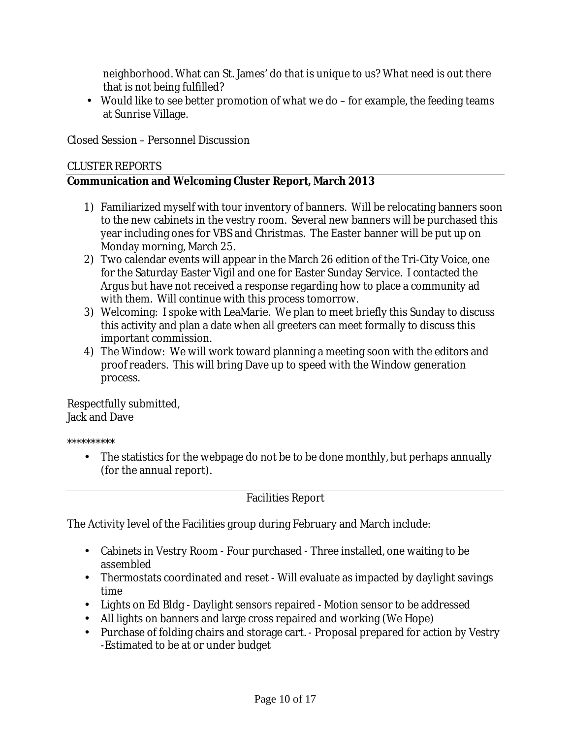neighborhood. What can St. James' do that is unique to us? What need is out there that is not being fulfilled?

- Would like to see better promotion of what we do – for example, the feeding teams at Sunrise Village.

Closed Session – Personnel Discussion

CLUSTER REPORTS

**Communication and Welcoming Cluster Report, March 2013**

1) Familiarized myself with tour inventory of banners. Will be relocating banners soon to the new cabinets in the vestry room. Several new banners will be purchased this year including ones for VBS and Christmas. The Easter banner will be put up on Monday morning, March 25.
2) Two calendar events will appear in the March 26 edition of the Tri-City Voice, one for the Saturday Easter Vigil and one for Easter Sunday Service. I contacted the Argus but have not received a response regarding how to place a community ad with them. Will continue with this process tomorrow.
3) Welcoming: I spoke with LeaMarie. We plan to meet briefly this Sunday to discuss this activity and plan a date when all greeters can meet formally to discuss this important commission.
4) The Window: We will work toward planning a meeting soon with the editors and proof readers. This will bring Dave up to speed with the Window generation process.

Respectfully submitted,
Jack and Dave

**********

- The statistics for the webpage do not be to be done monthly, but perhaps annually (for the annual report).

---

Facilities Report

The Activity level of the Facilities group during February and March include:

- Cabinets in Vestry Room - Four purchased - Three installed, one waiting to be assembled
- Thermostats coordinated and reset - Will evaluate as impacted by daylight savings time
- Lights on Ed Bldg - Daylight sensors repaired - Motion sensor to be addressed
- All lights on banners and large cross repaired and working (We Hope)
- Purchase of folding chairs and storage cart. - Proposal prepared for action by Vestry -Estimated to be at or under budget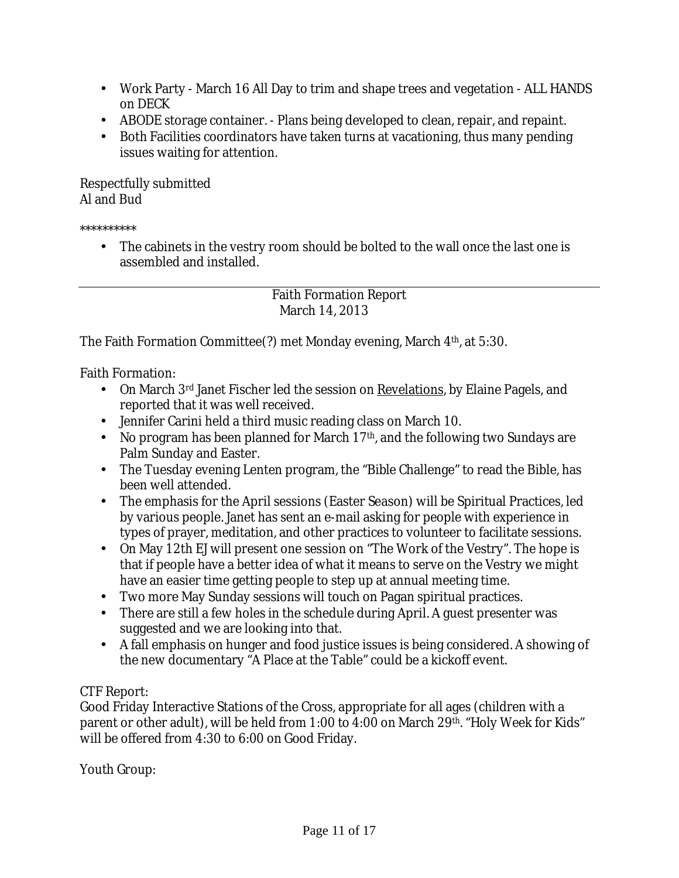- Work Party - March 16 All Day to trim and shape trees and vegetation - ALL HANDS on DECK
- ABODE storage container. - Plans being developed to clean, repair, and repaint.
- Both Facilities coordinators have taken turns at vacationing, thus many pending issues waiting for attention.

Respectfully submitted
Al and Bud

**********

- The cabinets in the vestry room should be bolted to the wall once the last one is assembled and installed.

---

Faith Formation Report
March 14, 2013

The Faith Formation Committee(?) met Monday evening, March 4th, at 5:30.

Faith Formation:

- On March 3rd Janet Fischer led the session on Revelations, by Elaine Pagels, and reported that it was well received.
- Jennifer Carini held a third music reading class on March 10.
- No program has been planned for March 17th, and the following two Sundays are Palm Sunday and Easter.
- The Tuesday evening Lenten program, the "Bible Challenge" to read the Bible, has been well attended.
- The emphasis for the April sessions (Easter Season) will be Spiritual Practices, led by various people. Janet has sent an e-mail asking for people with experience in types of prayer, meditation, and other practices to volunteer to facilitate sessions.
- On May 12th EJ will present one session on "The Work of the Vestry". The hope is that if people have a better idea of what it means to serve on the Vestry we might have an easier time getting people to step up at annual meeting time.
- Two more May Sunday sessions will touch on Pagan spiritual practices.
- There are still a few holes in the schedule during April. A guest presenter was suggested and we are looking into that.
- A fall emphasis on hunger and food justice issues is being considered. A showing of the new documentary "A Place at the Table" could be a kickoff event.

CTF Report:
Good Friday Interactive Stations of the Cross, appropriate for all ages (children with a parent or other adult), will be held from 1:00 to 4:00 on March 29th. "Holy Week for Kids" will be offered from 4:30 to 6:00 on Good Friday.

Youth Group: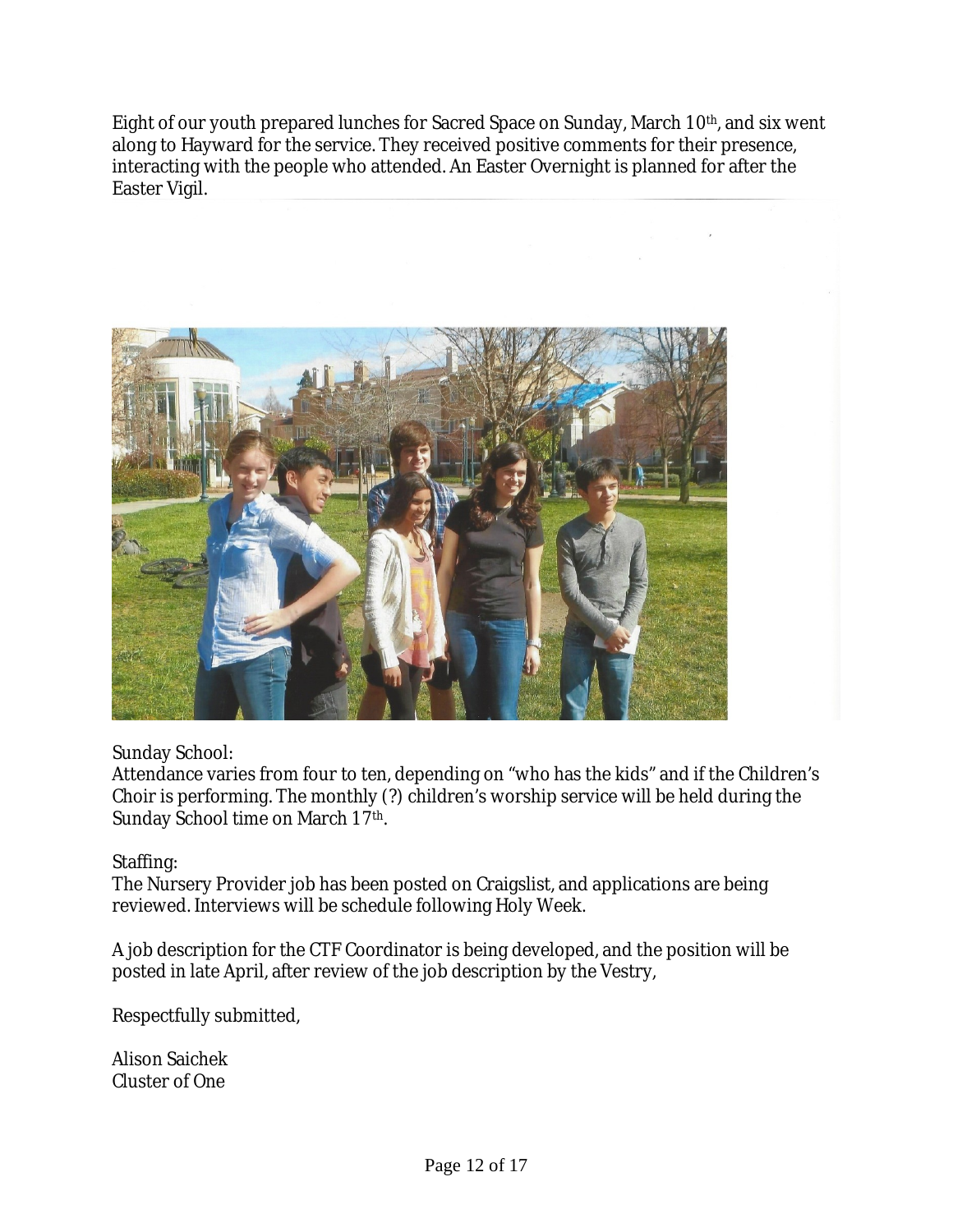Eight of our youth prepared lunches for Sacred Space on Sunday, March 10th, and six went along to Hayward for the service. They received positive comments for their presence, interacting with the people who attended. An Easter Overnight is planned for after the Easter Vigil.

Sunday School:
Attendance varies from four to ten, depending on "who has the kids" and if the Children's Choir is performing. The monthly (?) children's worship service will be held during the Sunday School time on March 17th.

Staffing:
The Nursery Provider job has been posted on Craigslist, and applications are being reviewed. Interviews will be schedule following Holy Week.

A job description for the CTF Coordinator is being developed, and the position will be posted in late April, after review of the job description by the Vestry,

Respectfully submitted,

Alison Saichek
Cluster of One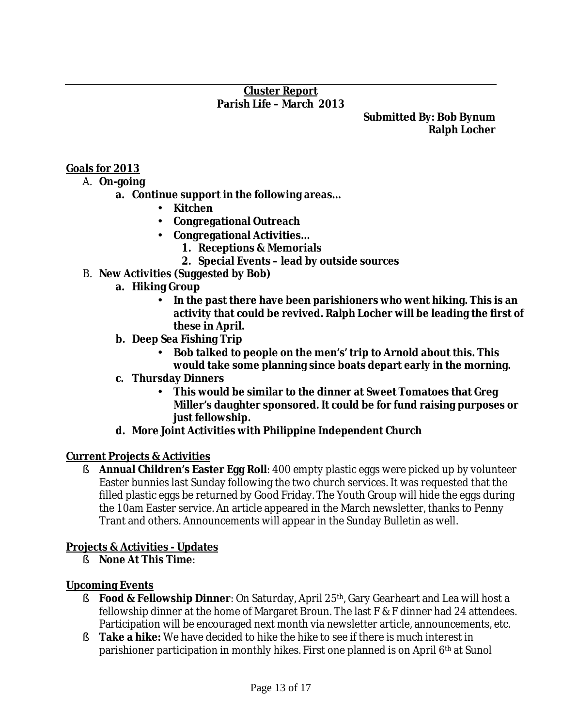**Cluster Report**
**Parish Life – March 2013**

**Submitted By: Bob Bynum**
**Ralph Locher**

## Goals for 2013

A. **On-going**
   a. **Continue support in the following areas…**
      - **Kitchen**
      - **Congregational Outreach**
      - **Congregational Activities…**
        1. **Receptions & Memorials**
        2. **Special Events – lead by outside sources**

B. **New Activities (Suggested by Bob)**
   a. **Hiking Group**
      - **In the past there have been parishioners who went hiking. This is an activity that could be revived. Ralph Locher will be leading the first of these in April.**

   b. **Deep Sea Fishing Trip**
      - **Bob talked to people on the men's' trip to Arnold about this. This would take some planning since boats depart early in the morning.**

   c. **Thursday Dinners**
      - **This would be similar to the dinner at Sweet Tomatoes that Greg Miller's daughter sponsored. It could be for fund raising purposes or just fellowship.**

   d. **More Joint Activities with Philippine Independent Church**

## Current Projects & Activities

- **Annual Children's Easter Egg Roll**: 400 empty plastic eggs were picked up by volunteer Easter bunnies last Sunday following the two church services. It was requested that the filled plastic eggs be returned by Good Friday. The Youth Group will hide the eggs during the 10am Easter service. An article appeared in the March newsletter, thanks to Penny Trant and others. Announcements will appear in the Sunday Bulletin as well.

## Projects & Activities - Updates

- **None At This Time**:

## Upcoming Events

- **Food & Fellowship Dinner**: On Saturday, April 25th, Gary Gearheart and Lea will host a fellowship dinner at the home of Margaret Broun. The last F & F dinner had 24 attendees. Participation will be encouraged next month via newsletter article, announcements, etc.
- **Take a hike:** We have decided to hike the hike to see if there is much interest in parishioner participation in monthly hikes. First one planned is on April 6th at Sunol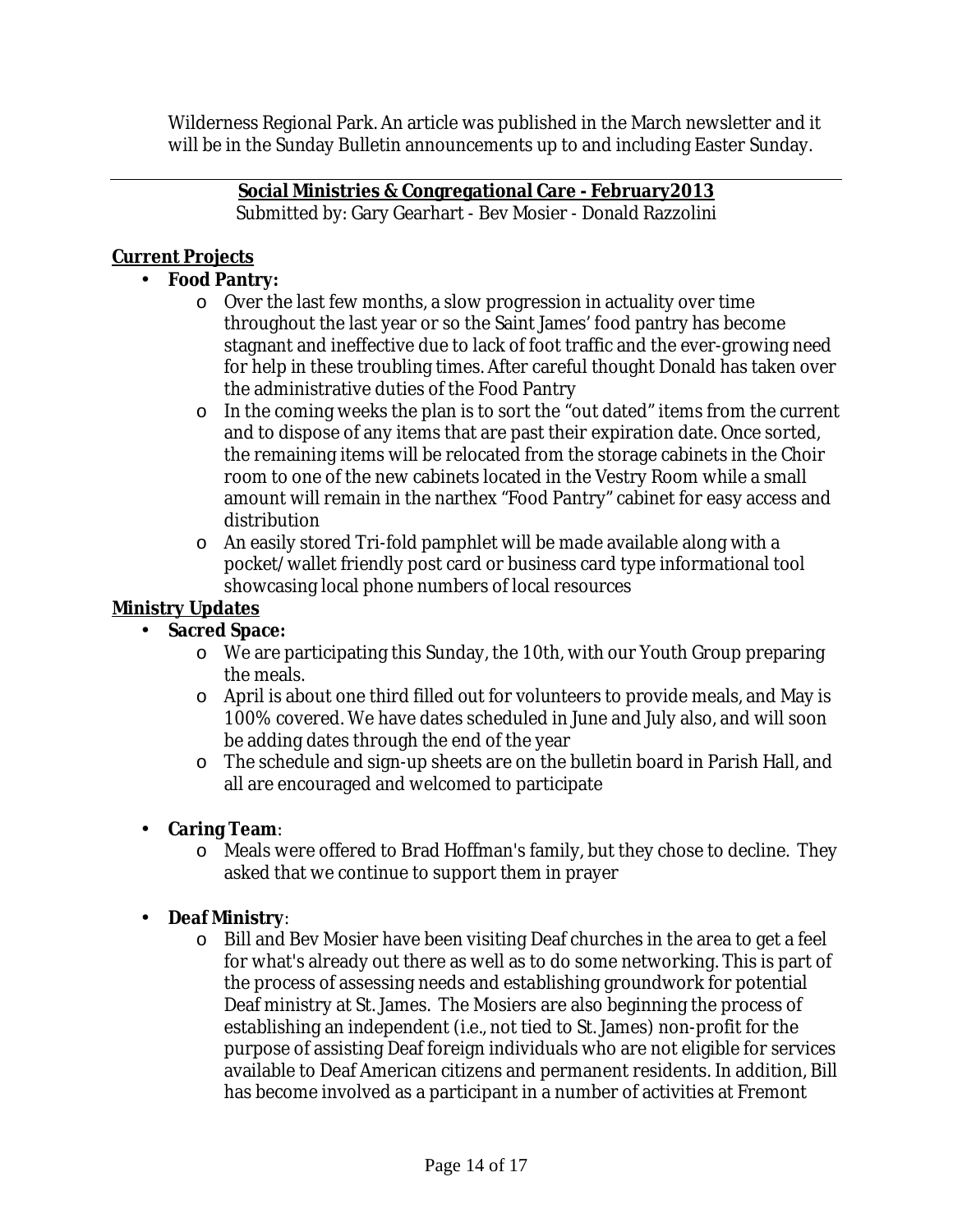Wilderness Regional Park. An article was published in the March newsletter and it will be in the Sunday Bulletin announcements up to and including Easter Sunday.

---

**Social Ministries & Congregational Care - February2013**

Submitted by: Gary Gearhart - Bev Mosier - Donald Razzolini

**Current Projects**

- **Food Pantry:**
  - Over the last few months, a slow progression in actuality over time throughout the last year or so the Saint James' food pantry has become stagnant and ineffective due to lack of foot traffic and the ever-growing need for help in these troubling times. After careful thought Donald has taken over the administrative duties of the Food Pantry
  - In the coming weeks the plan is to sort the "out dated" items from the current and to dispose of any items that are past their expiration date. Once sorted, the remaining items will be relocated from the storage cabinets in the Choir room to one of the new cabinets located in the Vestry Room while a small amount will remain in the narthex "Food Pantry" cabinet for easy access and distribution
  - An easily stored Tri-fold pamphlet will be made available along with a pocket/wallet friendly post card or business card type informational tool showcasing local phone numbers of local resources

**Ministry Updates**

- **Sacred Space:**
  - We are participating this Sunday, the 10th, with our Youth Group preparing the meals.
  - April is about one third filled out for volunteers to provide meals, and May is 100% covered. We have dates scheduled in June and July also, and will soon be adding dates through the end of the year
  - The schedule and sign-up sheets are on the bulletin board in Parish Hall, and all are encouraged and welcomed to participate

- **Caring Team**:
  - Meals were offered to Brad Hoffman's family, but they chose to decline. They asked that we continue to support them in prayer

- **Deaf Ministry**:
  - Bill and Bev Mosier have been visiting Deaf churches in the area to get a feel for what's already out there as well as to do some networking. This is part of the process of assessing needs and establishing groundwork for potential Deaf ministry at St. James. The Mosiers are also beginning the process of establishing an independent (i.e., not tied to St. James) non-profit for the purpose of assisting Deaf foreign individuals who are not eligible for services available to Deaf American citizens and permanent residents. In addition, Bill has become involved as a participant in a number of activities at Fremont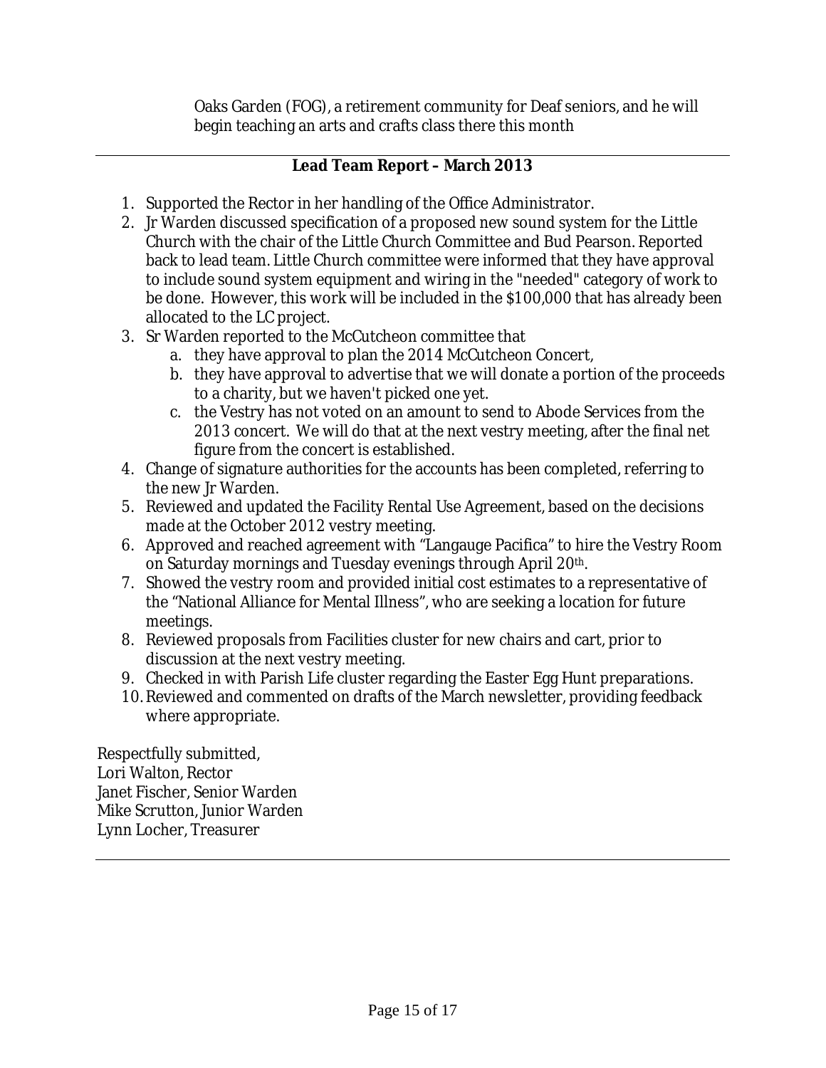Oaks Garden (FOG), a retirement community for Deaf seniors, and he will begin teaching an arts and crafts class there this month

---

## Lead Team Report – March 2013

1. Supported the Rector in her handling of the Office Administrator.
2. Jr Warden discussed specification of a proposed new sound system for the Little Church with the chair of the Little Church Committee and Bud Pearson. Reported back to lead team. Little Church committee were informed that they have approval to include sound system equipment and wiring in the "needed" category of work to be done. However, this work will be included in the $100,000 that has already been allocated to the LC project.
3. Sr Warden reported to the McCutcheon committee that
   a. they have approval to plan the 2014 McCutcheon Concert,
   b. they have approval to advertise that we will donate a portion of the proceeds to a charity, but we haven't picked one yet.
   c. the Vestry has not voted on an amount to send to Abode Services from the 2013 concert. We will do that at the next vestry meeting, after the final net figure from the concert is established.
4. Change of signature authorities for the accounts has been completed, referring to the new Jr Warden.
5. Reviewed and updated the Facility Rental Use Agreement, based on the decisions made at the October 2012 vestry meeting.
6. Approved and reached agreement with "Langauge Pacifica" to hire the Vestry Room on Saturday mornings and Tuesday evenings through April 20th.
7. Showed the vestry room and provided initial cost estimates to a representative of the "National Alliance for Mental Illness", who are seeking a location for future meetings.
8. Reviewed proposals from Facilities cluster for new chairs and cart, prior to discussion at the next vestry meeting.
9. Checked in with Parish Life cluster regarding the Easter Egg Hunt preparations.
10. Reviewed and commented on drafts of the March newsletter, providing feedback where appropriate.

Respectfully submitted,
Lori Walton, Rector
Janet Fischer, Senior Warden
Mike Scrutton, Junior Warden
Lynn Locher, Treasurer

---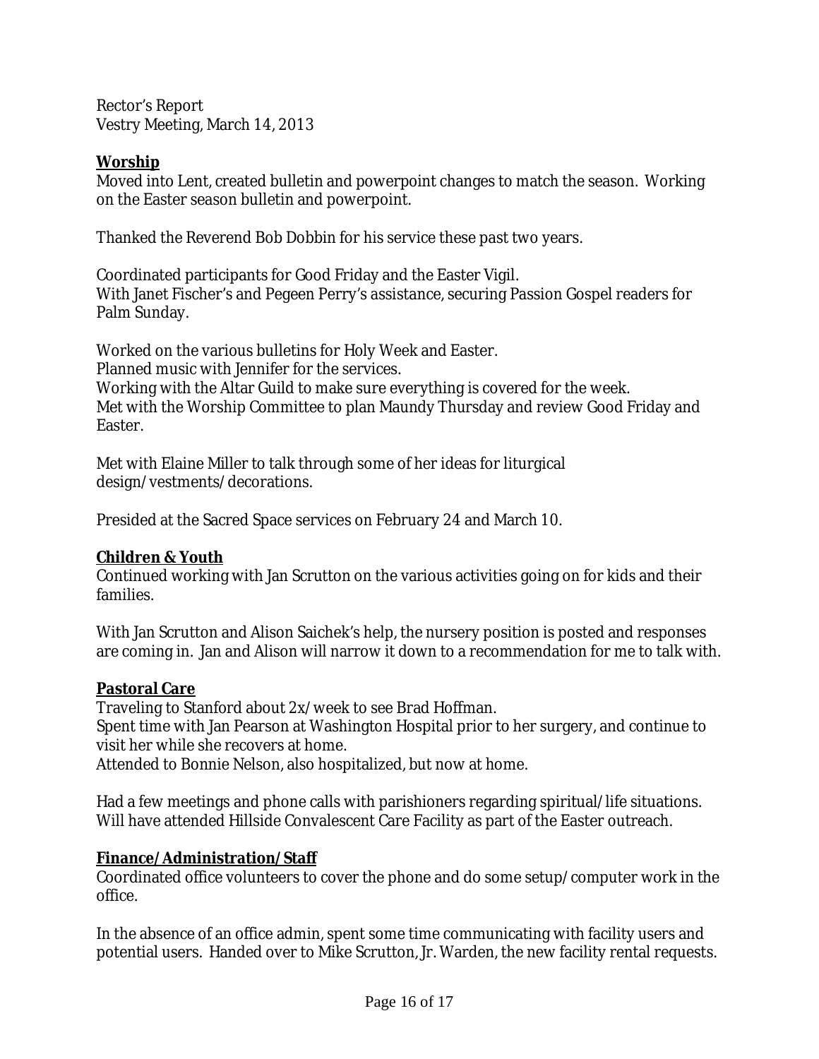Rector's Report
Vestry Meeting, March 14, 2013

**Worship**
Moved into Lent, created bulletin and powerpoint changes to match the season. Working on the Easter season bulletin and powerpoint.

Thanked the Reverend Bob Dobbin for his service these past two years.

Coordinated participants for Good Friday and the Easter Vigil.
With Janet Fischer's and Pegeen Perry's assistance, securing Passion Gospel readers for Palm Sunday.

Worked on the various bulletins for Holy Week and Easter.
Planned music with Jennifer for the services.
Working with the Altar Guild to make sure everything is covered for the week.
Met with the Worship Committee to plan Maundy Thursday and review Good Friday and Easter.

Met with Elaine Miller to talk through some of her ideas for liturgical design/vestments/decorations.

Presided at the Sacred Space services on February 24 and March 10.

**Children & Youth**
Continued working with Jan Scrutton on the various activities going on for kids and their families.

With Jan Scrutton and Alison Saichek's help, the nursery position is posted and responses are coming in. Jan and Alison will narrow it down to a recommendation for me to talk with.

**Pastoral Care**
Traveling to Stanford about 2x/week to see Brad Hoffman.
Spent time with Jan Pearson at Washington Hospital prior to her surgery, and continue to visit her while she recovers at home.
Attended to Bonnie Nelson, also hospitalized, but now at home.

Had a few meetings and phone calls with parishioners regarding spiritual/life situations.
Will have attended Hillside Convalescent Care Facility as part of the Easter outreach.

**Finance/Administration/Staff**
Coordinated office volunteers to cover the phone and do some setup/computer work in the office.

In the absence of an office admin, spent some time communicating with facility users and potential users. Handed over to Mike Scrutton, Jr. Warden, the new facility rental requests.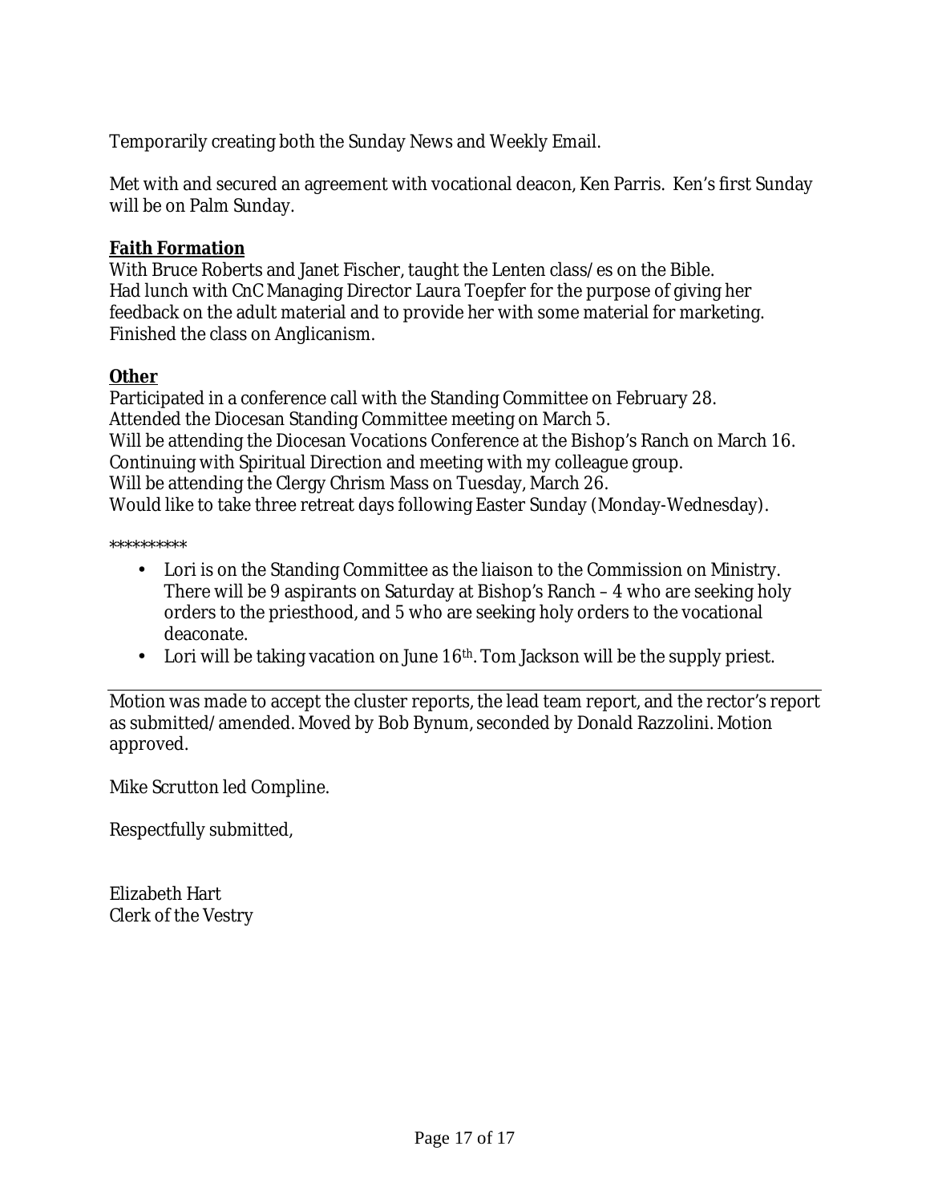Temporarily creating both the Sunday News and Weekly Email.

Met with and secured an agreement with vocational deacon, Ken Parris. Ken's first Sunday will be on Palm Sunday.

**Faith Formation**

With Bruce Roberts and Janet Fischer, taught the Lenten class/es on the Bible.
Had lunch with CnC Managing Director Laura Toepfer for the purpose of giving her feedback on the adult material and to provide her with some material for marketing.
Finished the class on Anglicanism.

**Other**

Participated in a conference call with the Standing Committee on February 28.
Attended the Diocesan Standing Committee meeting on March 5.
Will be attending the Diocesan Vocations Conference at the Bishop's Ranch on March 16.
Continuing with Spiritual Direction and meeting with my colleague group.
Will be attending the Clergy Chrism Mass on Tuesday, March 26.
Would like to take three retreat days following Easter Sunday (Monday-Wednesday).

**********

- Lori is on the Standing Committee as the liaison to the Commission on Ministry. There will be 9 aspirants on Saturday at Bishop's Ranch – 4 who are seeking holy orders to the priesthood, and 5 who are seeking holy orders to the vocational deaconate.
- Lori will be taking vacation on June 16th. Tom Jackson will be the supply priest.

---

Motion was made to accept the cluster reports, the lead team report, and the rector's report as submitted/amended. Moved by Bob Bynum, seconded by Donald Razzolini. Motion approved.

Mike Scrutton led Compline.

Respectfully submitted,

Elizabeth Hart
Clerk of the Vestry